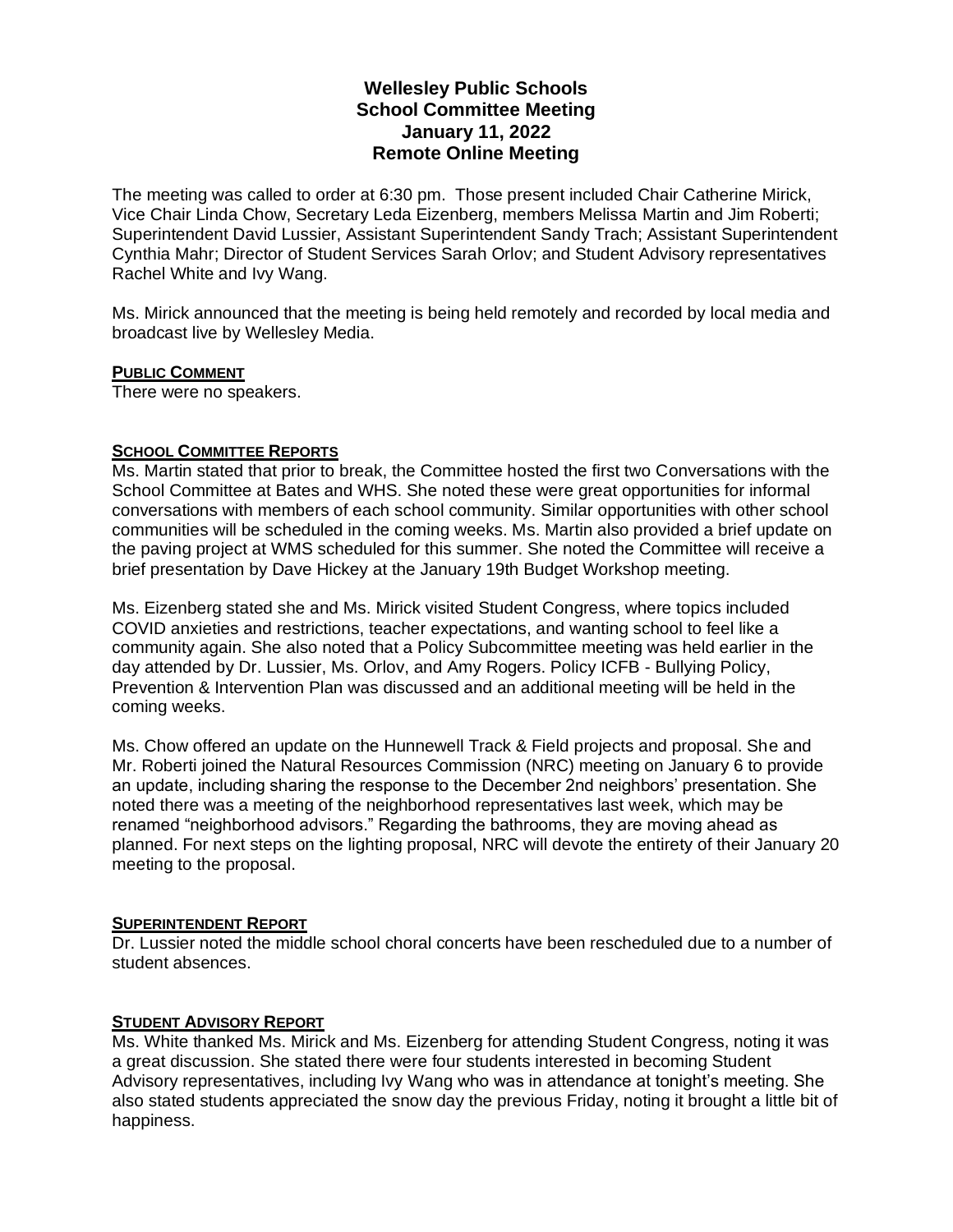# Wellesley Public Schools
## School Committee Meeting
## January 11, 2022
## Remote Online Meeting

The meeting was called to order at 6:30 pm. Those present included Chair Catherine Mirick, Vice Chair Linda Chow, Secretary Leda Eizenberg, members Melissa Martin and Jim Roberti; Superintendent David Lussier, Assistant Superintendent Sandy Trach; Assistant Superintendent Cynthia Mahr; Director of Student Services Sarah Orlov; and Student Advisory representatives Rachel White and Ivy Wang.

Ms. Mirick announced that the meeting is being held remotely and recorded by local media and broadcast live by Wellesley Media.

**PUBLIC COMMENT**

There were no speakers.

**SCHOOL COMMITTEE REPORTS**

Ms. Martin stated that prior to break, the Committee hosted the first two Conversations with the School Committee at Bates and WHS. She noted these were great opportunities for informal conversations with members of each school community. Similar opportunities with other school communities will be scheduled in the coming weeks. Ms. Martin also provided a brief update on the paving project at WMS scheduled for this summer. She noted the Committee will receive a brief presentation by Dave Hickey at the January 19th Budget Workshop meeting.

Ms. Eizenberg stated she and Ms. Mirick visited Student Congress, where topics included COVID anxieties and restrictions, teacher expectations, and wanting school to feel like a community again. She also noted that a Policy Subcommittee meeting was held earlier in the day attended by Dr. Lussier, Ms. Orlov, and Amy Rogers. Policy ICFB - Bullying Policy, Prevention & Intervention Plan was discussed and an additional meeting will be held in the coming weeks.

Ms. Chow offered an update on the Hunnewell Track & Field projects and proposal. She and Mr. Roberti joined the Natural Resources Commission (NRC) meeting on January 6 to provide an update, including sharing the response to the December 2nd neighbors' presentation. She noted there was a meeting of the neighborhood representatives last week, which may be renamed "neighborhood advisors." Regarding the bathrooms, they are moving ahead as planned. For next steps on the lighting proposal, NRC will devote the entirety of their January 20 meeting to the proposal.

**SUPERINTENDENT REPORT**

Dr. Lussier noted the middle school choral concerts have been rescheduled due to a number of student absences.

**STUDENT ADVISORY REPORT**

Ms. White thanked Ms. Mirick and Ms. Eizenberg for attending Student Congress, noting it was a great discussion. She stated there were four students interested in becoming Student Advisory representatives, including Ivy Wang who was in attendance at tonight's meeting. She also stated students appreciated the snow day the previous Friday, noting it brought a little bit of happiness.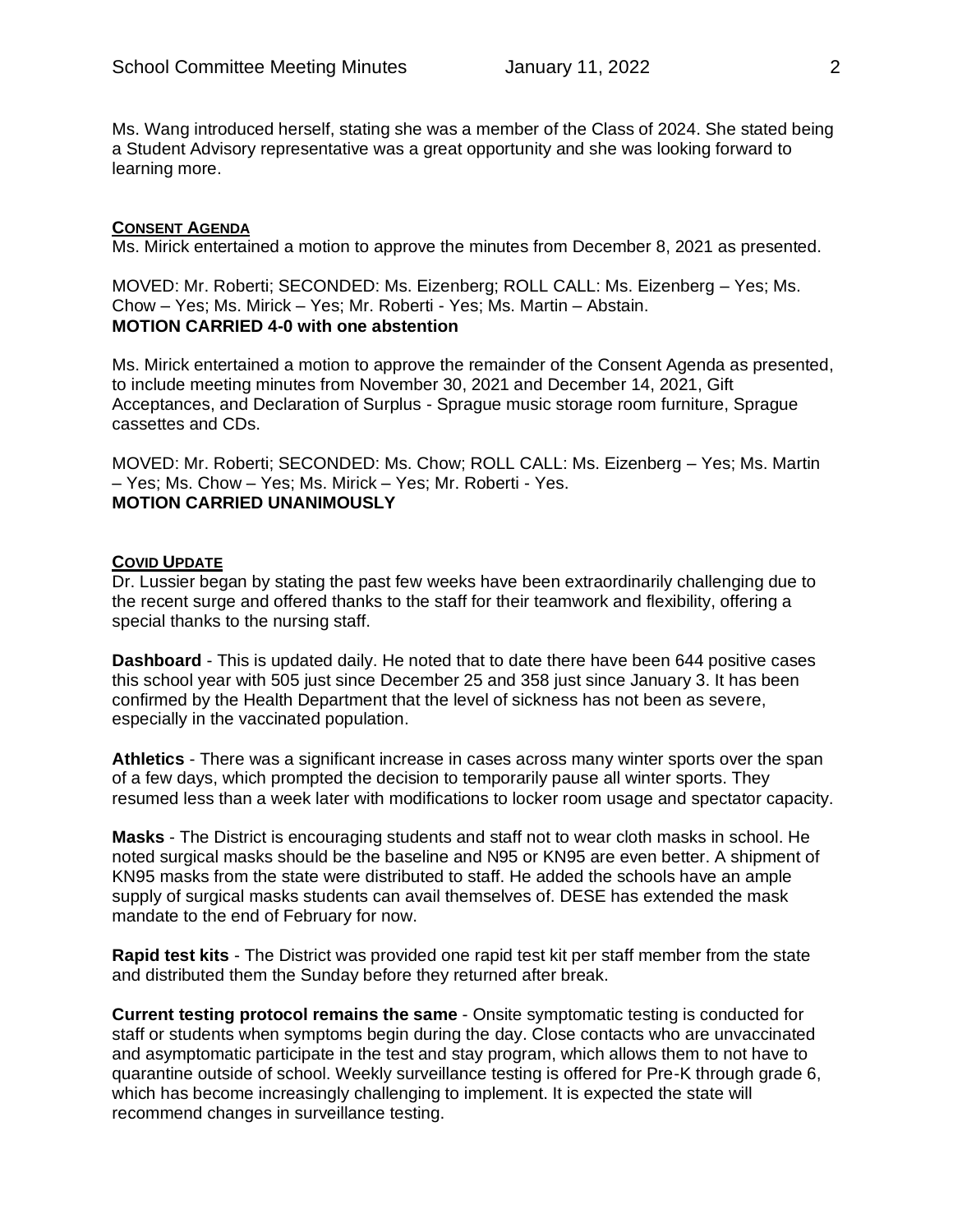Ms. Wang introduced herself, stating she was a member of the Class of 2024. She stated being a Student Advisory representative was a great opportunity and she was looking forward to learning more.

## CONSENT AGENDA

Ms. Mirick entertained a motion to approve the minutes from December 8, 2021 as presented.

MOVED: Mr. Roberti; SECONDED: Ms. Eizenberg; ROLL CALL: Ms. Eizenberg – Yes; Ms. Chow – Yes; Ms. Mirick – Yes; Mr. Roberti - Yes; Ms. Martin – Abstain.
**MOTION CARRIED 4-0 with one abstention**

Ms. Mirick entertained a motion to approve the remainder of the Consent Agenda as presented, to include meeting minutes from November 30, 2021 and December 14, 2021, Gift Acceptances, and Declaration of Surplus - Sprague music storage room furniture, Sprague cassettes and CDs.

MOVED: Mr. Roberti; SECONDED: Ms. Chow; ROLL CALL: Ms. Eizenberg – Yes; Ms. Martin – Yes; Ms. Chow – Yes; Ms. Mirick – Yes; Mr. Roberti - Yes.
**MOTION CARRIED UNANIMOUSLY**

## COVID UPDATE

Dr. Lussier began by stating the past few weeks have been extraordinarily challenging due to the recent surge and offered thanks to the staff for their teamwork and flexibility, offering a special thanks to the nursing staff.

**Dashboard** - This is updated daily. He noted that to date there have been 644 positive cases this school year with 505 just since December 25 and 358 just since January 3. It has been confirmed by the Health Department that the level of sickness has not been as severe, especially in the vaccinated population.

**Athletics** - There was a significant increase in cases across many winter sports over the span of a few days, which prompted the decision to temporarily pause all winter sports. They resumed less than a week later with modifications to locker room usage and spectator capacity.

**Masks** - The District is encouraging students and staff not to wear cloth masks in school. He noted surgical masks should be the baseline and N95 or KN95 are even better. A shipment of KN95 masks from the state were distributed to staff. He added the schools have an ample supply of surgical masks students can avail themselves of. DESE has extended the mask mandate to the end of February for now.

**Rapid test kits** - The District was provided one rapid test kit per staff member from the state and distributed them the Sunday before they returned after break.

**Current testing protocol remains the same** - Onsite symptomatic testing is conducted for staff or students when symptoms begin during the day. Close contacts who are unvaccinated and asymptomatic participate in the test and stay program, which allows them to not have to quarantine outside of school. Weekly surveillance testing is offered for Pre-K through grade 6, which has become increasingly challenging to implement. It is expected the state will recommend changes in surveillance testing.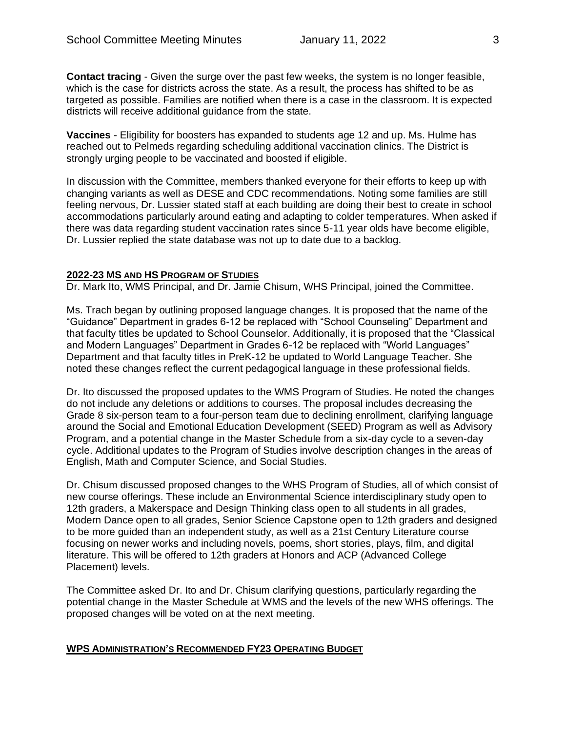**Contact tracing** - Given the surge over the past few weeks, the system is no longer feasible, which is the case for districts across the state. As a result, the process has shifted to be as targeted as possible. Families are notified when there is a case in the classroom. It is expected districts will receive additional guidance from the state.

**Vaccines** - Eligibility for boosters has expanded to students age 12 and up. Ms. Hulme has reached out to Pelmeds regarding scheduling additional vaccination clinics. The District is strongly urging people to be vaccinated and boosted if eligible.

In discussion with the Committee, members thanked everyone for their efforts to keep up with changing variants as well as DESE and CDC recommendations. Noting some families are still feeling nervous, Dr. Lussier stated staff at each building are doing their best to create in school accommodations particularly around eating and adapting to colder temperatures. When asked if there was data regarding student vaccination rates since 5-11 year olds have become eligible, Dr. Lussier replied the state database was not up to date due to a backlog.

## **2022-23 MS AND HS PROGRAM OF STUDIES**

Dr. Mark Ito, WMS Principal, and Dr. Jamie Chisum, WHS Principal, joined the Committee.

Ms. Trach began by outlining proposed language changes. It is proposed that the name of the "Guidance" Department in grades 6-12 be replaced with "School Counseling" Department and that faculty titles be updated to School Counselor. Additionally, it is proposed that the "Classical and Modern Languages" Department in Grades 6-12 be replaced with "World Languages" Department and that faculty titles in PreK-12 be updated to World Language Teacher. She noted these changes reflect the current pedagogical language in these professional fields.

Dr. Ito discussed the proposed updates to the WMS Program of Studies. He noted the changes do not include any deletions or additions to courses. The proposal includes decreasing the Grade 8 six-person team to a four-person team due to declining enrollment, clarifying language around the Social and Emotional Education Development (SEED) Program as well as Advisory Program, and a potential change in the Master Schedule from a six-day cycle to a seven-day cycle. Additional updates to the Program of Studies involve description changes in the areas of English, Math and Computer Science, and Social Studies.

Dr. Chisum discussed proposed changes to the WHS Program of Studies, all of which consist of new course offerings. These include an Environmental Science interdisciplinary study open to 12th graders, a Makerspace and Design Thinking class open to all students in all grades, Modern Dance open to all grades, Senior Science Capstone open to 12th graders and designed to be more guided than an independent study, as well as a 21st Century Literature course focusing on newer works and including novels, poems, short stories, plays, film, and digital literature. This will be offered to 12th graders at Honors and ACP (Advanced College Placement) levels.

The Committee asked Dr. Ito and Dr. Chisum clarifying questions, particularly regarding the potential change in the Master Schedule at WMS and the levels of the new WHS offerings. The proposed changes will be voted on at the next meeting.

## **WPS ADMINISTRATION'S RECOMMENDED FY23 OPERATING BUDGET**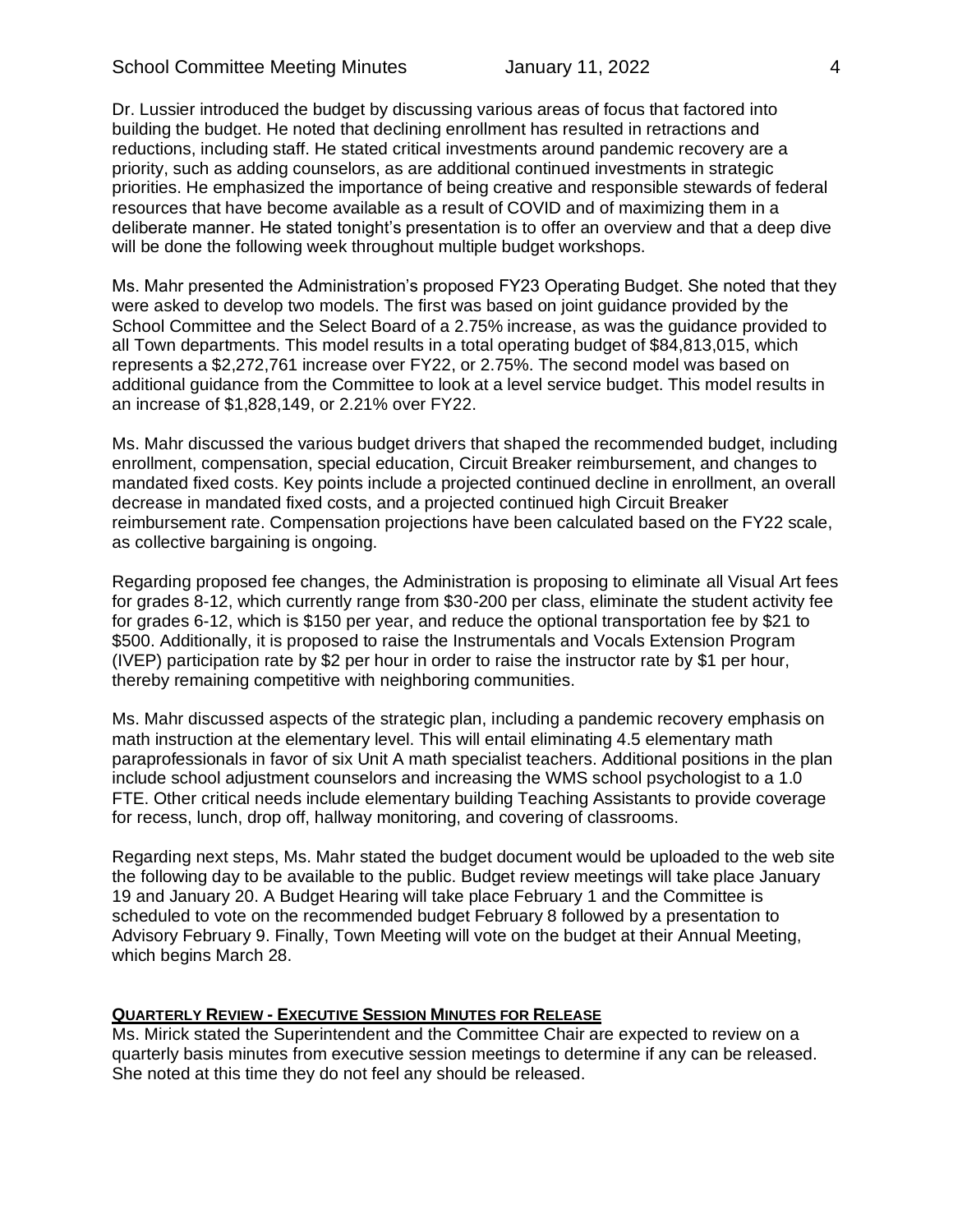Dr. Lussier introduced the budget by discussing various areas of focus that factored into building the budget. He noted that declining enrollment has resulted in retractions and reductions, including staff. He stated critical investments around pandemic recovery are a priority, such as adding counselors, as are additional continued investments in strategic priorities. He emphasized the importance of being creative and responsible stewards of federal resources that have become available as a result of COVID and of maximizing them in a deliberate manner. He stated tonight's presentation is to offer an overview and that a deep dive will be done the following week throughout multiple budget workshops.

Ms. Mahr presented the Administration's proposed FY23 Operating Budget. She noted that they were asked to develop two models. The first was based on joint guidance provided by the School Committee and the Select Board of a 2.75% increase, as was the guidance provided to all Town departments. This model results in a total operating budget of $84,813,015, which represents a $2,272,761 increase over FY22, or 2.75%. The second model was based on additional guidance from the Committee to look at a level service budget. This model results in an increase of $1,828,149, or 2.21% over FY22.

Ms. Mahr discussed the various budget drivers that shaped the recommended budget, including enrollment, compensation, special education, Circuit Breaker reimbursement, and changes to mandated fixed costs. Key points include a projected continued decline in enrollment, an overall decrease in mandated fixed costs, and a projected continued high Circuit Breaker reimbursement rate. Compensation projections have been calculated based on the FY22 scale, as collective bargaining is ongoing.

Regarding proposed fee changes, the Administration is proposing to eliminate all Visual Art fees for grades 8-12, which currently range from $30-200 per class, eliminate the student activity fee for grades 6-12, which is $150 per year, and reduce the optional transportation fee by $21 to $500. Additionally, it is proposed to raise the Instrumentals and Vocals Extension Program (IVEP) participation rate by $2 per hour in order to raise the instructor rate by $1 per hour, thereby remaining competitive with neighboring communities.

Ms. Mahr discussed aspects of the strategic plan, including a pandemic recovery emphasis on math instruction at the elementary level. This will entail eliminating 4.5 elementary math paraprofessionals in favor of six Unit A math specialist teachers. Additional positions in the plan include school adjustment counselors and increasing the WMS school psychologist to a 1.0 FTE. Other critical needs include elementary building Teaching Assistants to provide coverage for recess, lunch, drop off, hallway monitoring, and covering of classrooms.

Regarding next steps, Ms. Mahr stated the budget document would be uploaded to the web site the following day to be available to the public. Budget review meetings will take place January 19 and January 20. A Budget Hearing will take place February 1 and the Committee is scheduled to vote on the recommended budget February 8 followed by a presentation to Advisory February 9. Finally, Town Meeting will vote on the budget at their Annual Meeting, which begins March 28.

**QUARTERLY REVIEW - EXECUTIVE SESSION MINUTES FOR RELEASE**

Ms. Mirick stated the Superintendent and the Committee Chair are expected to review on a quarterly basis minutes from executive session meetings to determine if any can be released. She noted at this time they do not feel any should be released.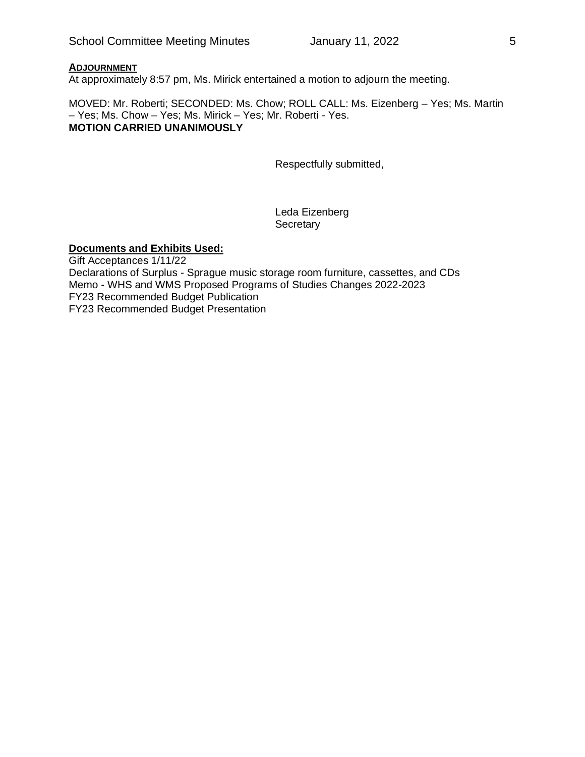## ADJOURNMENT

At approximately 8:57 pm, Ms. Mirick entertained a motion to adjourn the meeting.

MOVED: Mr. Roberti; SECONDED: Ms. Chow; ROLL CALL: Ms. Eizenberg – Yes; Ms. Martin – Yes; Ms. Chow – Yes; Ms. Mirick – Yes; Mr. Roberti - Yes.
**MOTION CARRIED UNANIMOUSLY**

Respectfully submitted,

Leda Eizenberg
Secretary

**Documents and Exhibits Used:**

Gift Acceptances 1/11/22
Declarations of Surplus - Sprague music storage room furniture, cassettes, and CDs
Memo - WHS and WMS Proposed Programs of Studies Changes 2022-2023
FY23 Recommended Budget Publication
FY23 Recommended Budget Presentation